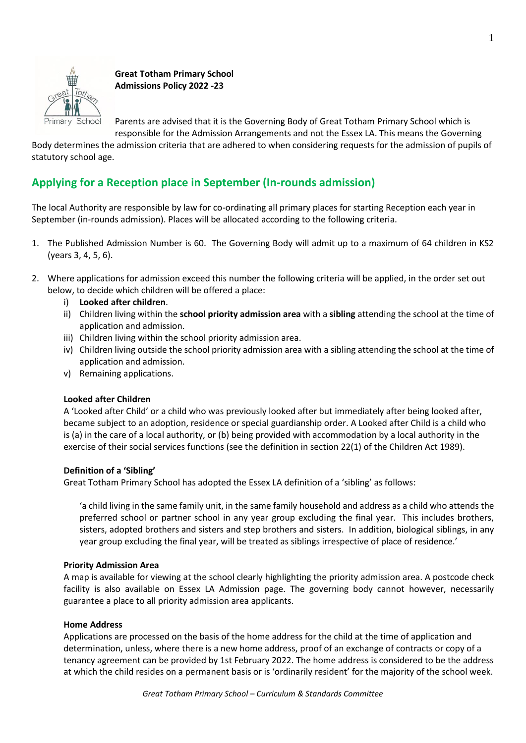**Great Totham Primary School**
**Admissions Policy 2022 -23**

Parents are advised that it is the Governing Body of Great Totham Primary School which is responsible for the Admission Arrangements and not the Essex LA. This means the Governing Body determines the admission criteria that are adhered to when considering requests for the admission of pupils of statutory school age.

## Applying for a Reception place in September (In-rounds admission)

The local Authority are responsible by law for co-ordinating all primary places for starting Reception each year in September (in-rounds admission). Places will be allocated according to the following criteria.

1. The Published Admission Number is 60. The Governing Body will admit up to a maximum of 64 children in KS2 (years 3, 4, 5, 6).

2. Where applications for admission exceed this number the following criteria will be applied, in the order set out below, to decide which children will be offered a place:
   i) **Looked after children**.
   ii) Children living within the **school priority admission area** with a **sibling** attending the school at the time of application and admission.
   iii) Children living within the school priority admission area.
   iv) Children living outside the school priority admission area with a sibling attending the school at the time of application and admission.
   v) Remaining applications.

   **Looked after Children**
   A 'Looked after Child' or a child who was previously looked after but immediately after being looked after, became subject to an adoption, residence or special guardianship order. A Looked after Child is a child who is (a) in the care of a local authority, or (b) being provided with accommodation by a local authority in the exercise of their social services functions (see the definition in section 22(1) of the Children Act 1989).

   **Definition of a 'Sibling'**
   Great Totham Primary School has adopted the Essex LA definition of a 'sibling' as follows:

   > 'a child living in the same family unit, in the same family household and address as a child who attends the preferred school or partner school in any year group excluding the final year. This includes brothers, sisters, adopted brothers and sisters and step brothers and sisters. In addition, biological siblings, in any year group excluding the final year, will be treated as siblings irrespective of place of residence.'

   **Priority Admission Area**
   A map is available for viewing at the school clearly highlighting the priority admission area. A postcode check facility is also available on Essex LA Admission page. The governing body cannot however, necessarily guarantee a place to all priority admission area applicants.

   **Home Address**
   Applications are processed on the basis of the home address for the child at the time of application and determination, unless, where there is a new home address, proof of an exchange of contracts or copy of a tenancy agreement can be provided by 1st February 2022. The home address is considered to be the address at which the child resides on a permanent basis or is 'ordinarily resident' for the majority of the school week.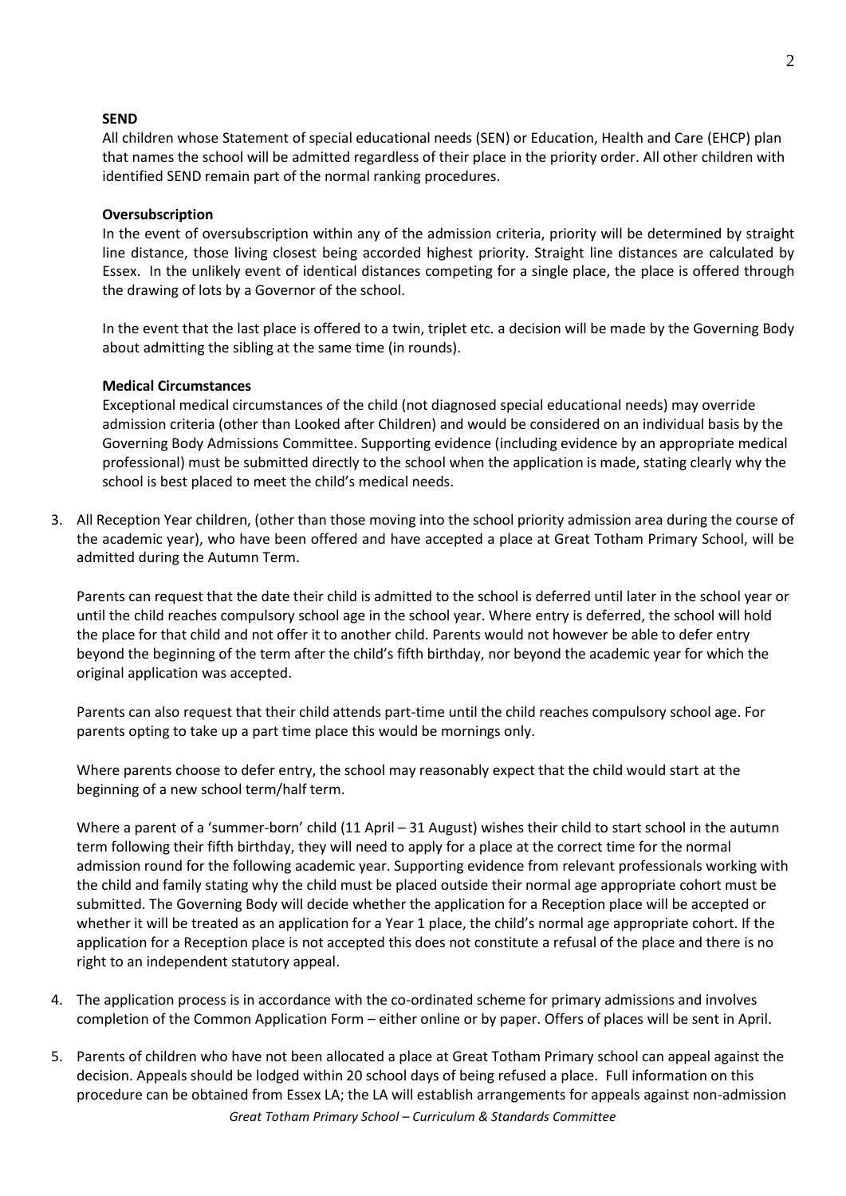**SEND**

All children whose Statement of special educational needs (SEN) or Education, Health and Care (EHCP) plan that names the school will be admitted regardless of their place in the priority order. All other children with identified SEND remain part of the normal ranking procedures.

**Oversubscription**

In the event of oversubscription within any of the admission criteria, priority will be determined by straight line distance, those living closest being accorded highest priority. Straight line distances are calculated by Essex. In the unlikely event of identical distances competing for a single place, the place is offered through the drawing of lots by a Governor of the school.

In the event that the last place is offered to a twin, triplet etc. a decision will be made by the Governing Body about admitting the sibling at the same time (in rounds).

**Medical Circumstances**

Exceptional medical circumstances of the child (not diagnosed special educational needs) may override admission criteria (other than Looked after Children) and would be considered on an individual basis by the Governing Body Admissions Committee. Supporting evidence (including evidence by an appropriate medical professional) must be submitted directly to the school when the application is made, stating clearly why the school is best placed to meet the child's medical needs.

3. All Reception Year children, (other than those moving into the school priority admission area during the course of the academic year), who have been offered and have accepted a place at Great Totham Primary School, will be admitted during the Autumn Term.

   Parents can request that the date their child is admitted to the school is deferred until later in the school year or until the child reaches compulsory school age in the school year. Where entry is deferred, the school will hold the place for that child and not offer it to another child. Parents would not however be able to defer entry beyond the beginning of the term after the child's fifth birthday, nor beyond the academic year for which the original application was accepted.

   Parents can also request that their child attends part-time until the child reaches compulsory school age. For parents opting to take up a part time place this would be mornings only.

   Where parents choose to defer entry, the school may reasonably expect that the child would start at the beginning of a new school term/half term.

   Where a parent of a 'summer-born' child (11 April – 31 August) wishes their child to start school in the autumn term following their fifth birthday, they will need to apply for a place at the correct time for the normal admission round for the following academic year. Supporting evidence from relevant professionals working with the child and family stating why the child must be placed outside their normal age appropriate cohort must be submitted. The Governing Body will decide whether the application for a Reception place will be accepted or whether it will be treated as an application for a Year 1 place, the child's normal age appropriate cohort. If the application for a Reception place is not accepted this does not constitute a refusal of the place and there is no right to an independent statutory appeal.

4. The application process is in accordance with the co-ordinated scheme for primary admissions and involves completion of the Common Application Form – either online or by paper. Offers of places will be sent in April.

5. Parents of children who have not been allocated a place at Great Totham Primary school can appeal against the decision. Appeals should be lodged within 20 school days of being refused a place. Full information on this procedure can be obtained from Essex LA; the LA will establish arrangements for appeals against non-admission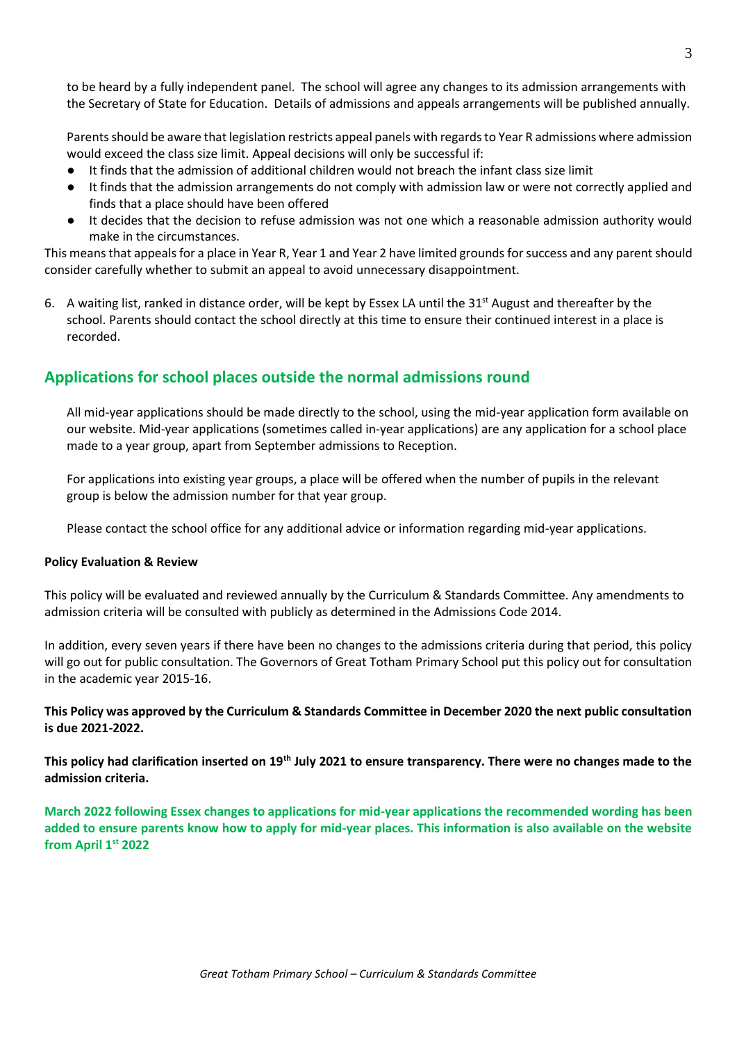to be heard by a fully independent panel. The school will agree any changes to its admission arrangements with the Secretary of State for Education. Details of admissions and appeals arrangements will be published annually.

Parents should be aware that legislation restricts appeal panels with regards to Year R admissions where admission would exceed the class size limit. Appeal decisions will only be successful if:

- It finds that the admission of additional children would not breach the infant class size limit
- It finds that the admission arrangements do not comply with admission law or were not correctly applied and finds that a place should have been offered
- It decides that the decision to refuse admission was not one which a reasonable admission authority would make in the circumstances.

This means that appeals for a place in Year R, Year 1 and Year 2 have limited grounds for success and any parent should consider carefully whether to submit an appeal to avoid unnecessary disappointment.

6. A waiting list, ranked in distance order, will be kept by Essex LA until the 31st August and thereafter by the school. Parents should contact the school directly at this time to ensure their continued interest in a place is recorded.

## Applications for school places outside the normal admissions round

All mid-year applications should be made directly to the school, using the mid-year application form available on our website. Mid-year applications (sometimes called in-year applications) are any application for a school place made to a year group, apart from September admissions to Reception.

For applications into existing year groups, a place will be offered when the number of pupils in the relevant group is below the admission number for that year group.

Please contact the school office for any additional advice or information regarding mid-year applications.

**Policy Evaluation & Review**

This policy will be evaluated and reviewed annually by the Curriculum & Standards Committee. Any amendments to admission criteria will be consulted with publicly as determined in the Admissions Code 2014.

In addition, every seven years if there have been no changes to the admissions criteria during that period, this policy will go out for public consultation. The Governors of Great Totham Primary School put this policy out for consultation in the academic year 2015-16.

**This Policy was approved by the Curriculum & Standards Committee in December 2020 the next public consultation is due 2021-2022.**

**This policy had clarification inserted on 19th July 2021 to ensure transparency. There were no changes made to the admission criteria.**

**March 2022 following Essex changes to applications for mid-year applications the recommended wording has been added to ensure parents know how to apply for mid-year places. This information is also available on the website from April 1st 2022**